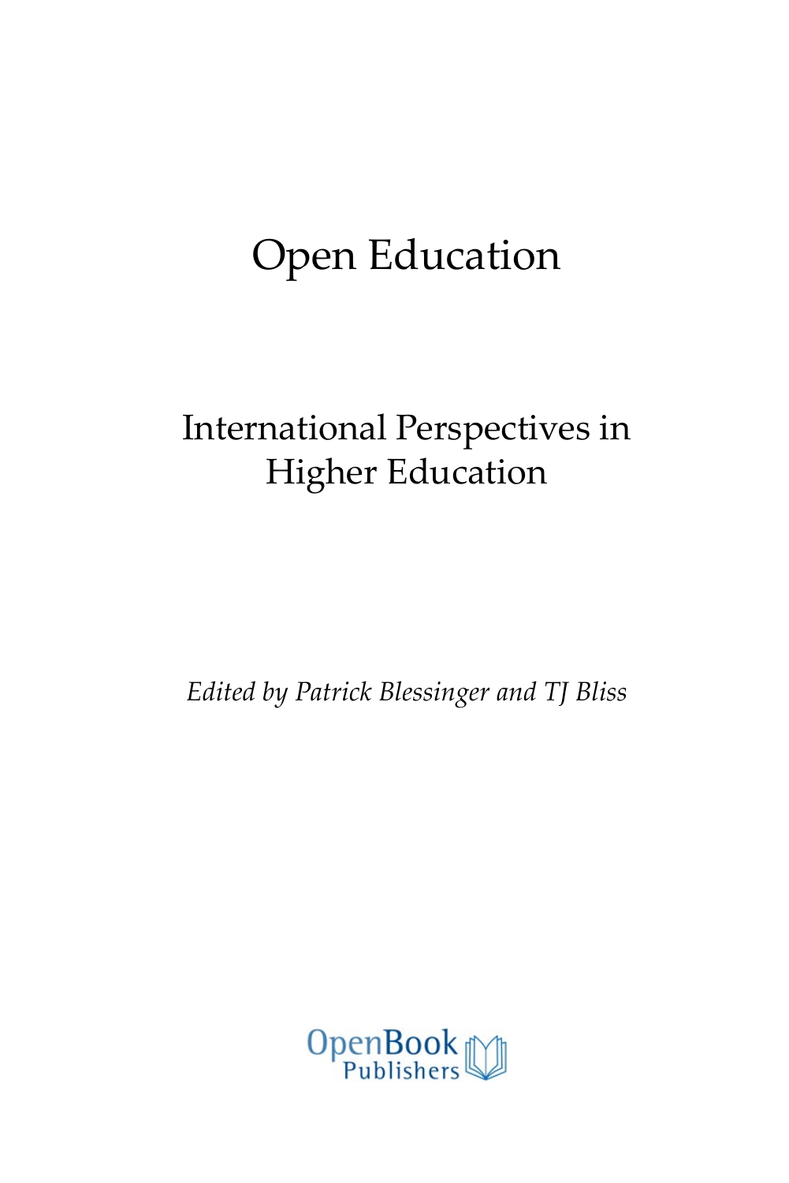# Open Education

## International Perspectives in Higher Education

*Edited by Patrick Blessinger and TJ Bliss*

OpenBook Publishers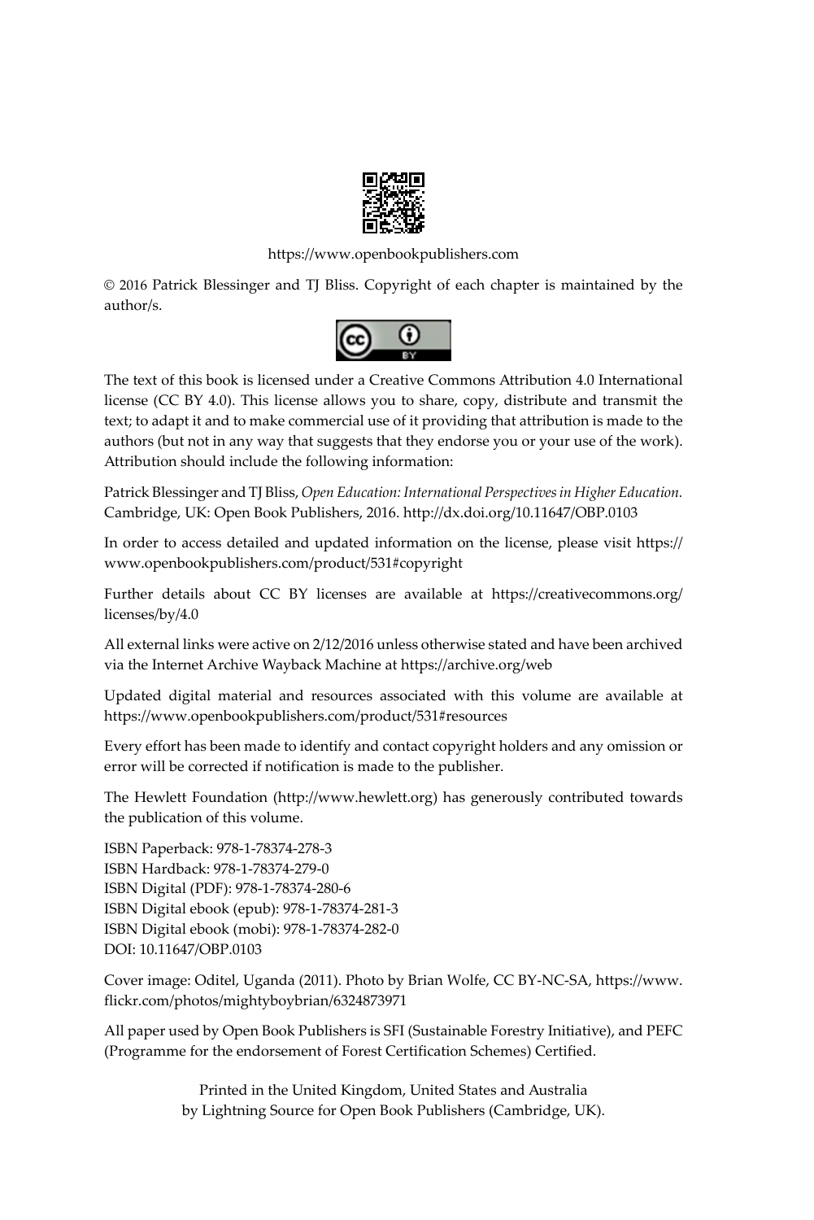https://www.openbookpublishers.com

© 2016 Patrick Blessinger and TJ Bliss. Copyright of each chapter is maintained by the author/s.

The text of this book is licensed under a Creative Commons Attribution 4.0 International license (CC BY 4.0). This license allows you to share, copy, distribute and transmit the text; to adapt it and to make commercial use of it providing that attribution is made to the authors (but not in any way that suggests that they endorse you or your use of the work). Attribution should include the following information:

Patrick Blessinger and TJ Bliss, *Open Education: International Perspectives in Higher Education.* Cambridge, UK: Open Book Publishers, 2016. http://dx.doi.org/10.11647/OBP.0103

In order to access detailed and updated information on the license, please visit https://www.openbookpublishers.com/product/531#copyright

Further details about CC BY licenses are available at https://creativecommons.org/licenses/by/4.0

All external links were active on 2/12/2016 unless otherwise stated and have been archived via the Internet Archive Wayback Machine at https://archive.org/web

Updated digital material and resources associated with this volume are available at https://www.openbookpublishers.com/product/531#resources

Every effort has been made to identify and contact copyright holders and any omission or error will be corrected if notification is made to the publisher.

The Hewlett Foundation (http://www.hewlett.org) has generously contributed towards the publication of this volume.

ISBN Paperback: 978-1-78374-278-3
ISBN Hardback: 978-1-78374-279-0
ISBN Digital (PDF): 978-1-78374-280-6
ISBN Digital ebook (epub): 978-1-78374-281-3
ISBN Digital ebook (mobi): 978-1-78374-282-0
DOI: 10.11647/OBP.0103

Cover image: Oditel, Uganda (2011). Photo by Brian Wolfe, CC BY-NC-SA, https://www.flickr.com/photos/mightyboybrian/6324873971

All paper used by Open Book Publishers is SFI (Sustainable Forestry Initiative), and PEFC (Programme for the endorsement of Forest Certification Schemes) Certified.

Printed in the United Kingdom, United States and Australia
by Lightning Source for Open Book Publishers (Cambridge, UK).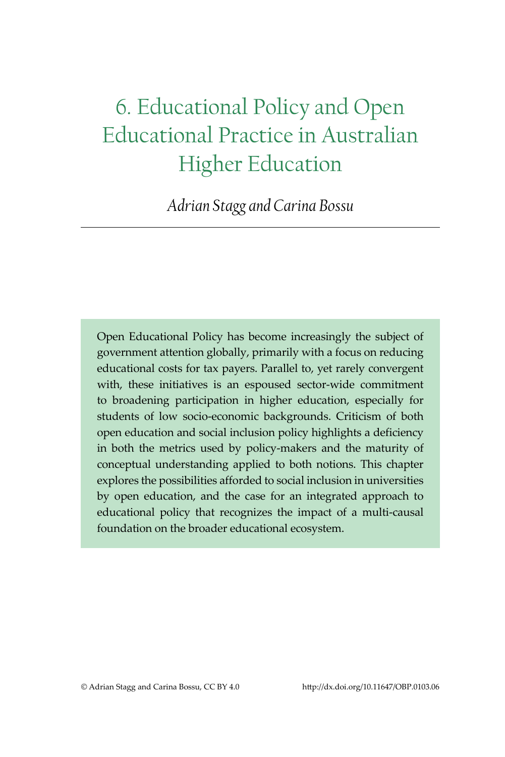# 6. Educational Policy and Open Educational Practice in Australian Higher Education

*Adrian Stagg and Carina Bossu*

Open Educational Policy has become increasingly the subject of government attention globally, primarily with a focus on reducing educational costs for tax payers. Parallel to, yet rarely convergent with, these initiatives is an espoused sector-wide commitment to broadening participation in higher education, especially for students of low socio-economic backgrounds. Criticism of both open education and social inclusion policy highlights a deficiency in both the metrics used by policy-makers and the maturity of conceptual understanding applied to both notions. This chapter explores the possibilities afforded to social inclusion in universities by open education, and the case for an integrated approach to educational policy that recognizes the impact of a multi-causal foundation on the broader educational ecosystem.

© Adrian Stagg and Carina Bossu, CC BY 4.0 http://dx.doi.org/10.11647/OBP.0103.06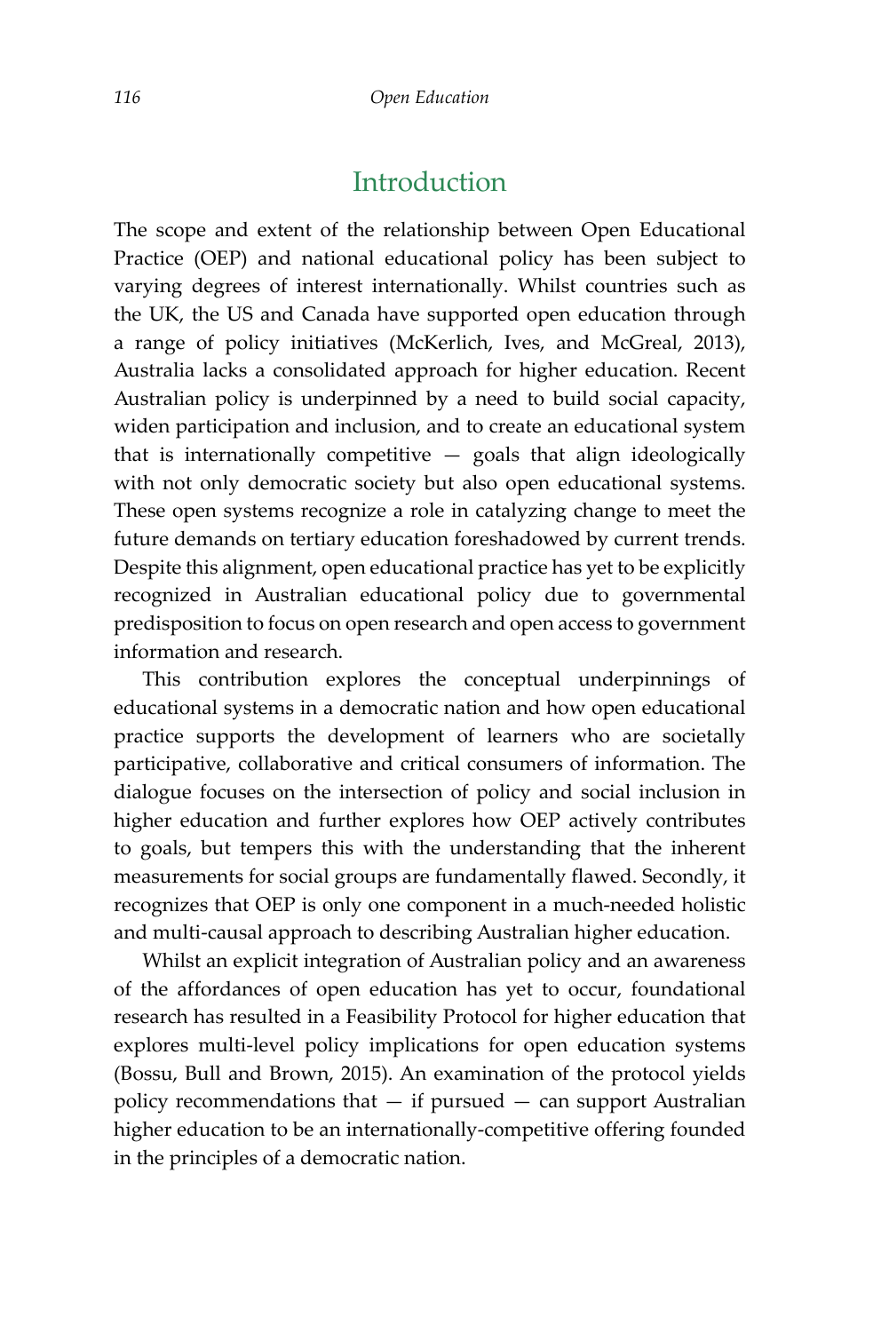## Introduction

The scope and extent of the relationship between Open Educational Practice (OEP) and national educational policy has been subject to varying degrees of interest internationally. Whilst countries such as the UK, the US and Canada have supported open education through a range of policy initiatives (McKerlich, Ives, and McGreal, 2013), Australia lacks a consolidated approach for higher education. Recent Australian policy is underpinned by a need to build social capacity, widen participation and inclusion, and to create an educational system that is internationally competitive — goals that align ideologically with not only democratic society but also open educational systems. These open systems recognize a role in catalyzing change to meet the future demands on tertiary education foreshadowed by current trends. Despite this alignment, open educational practice has yet to be explicitly recognized in Australian educational policy due to governmental predisposition to focus on open research and open access to government information and research.

This contribution explores the conceptual underpinnings of educational systems in a democratic nation and how open educational practice supports the development of learners who are societally participative, collaborative and critical consumers of information. The dialogue focuses on the intersection of policy and social inclusion in higher education and further explores how OEP actively contributes to goals, but tempers this with the understanding that the inherent measurements for social groups are fundamentally flawed. Secondly, it recognizes that OEP is only one component in a much-needed holistic and multi-causal approach to describing Australian higher education.

Whilst an explicit integration of Australian policy and an awareness of the affordances of open education has yet to occur, foundational research has resulted in a Feasibility Protocol for higher education that explores multi-level policy implications for open education systems (Bossu, Bull and Brown, 2015). An examination of the protocol yields policy recommendations that — if pursued — can support Australian higher education to be an internationally-competitive offering founded in the principles of a democratic nation.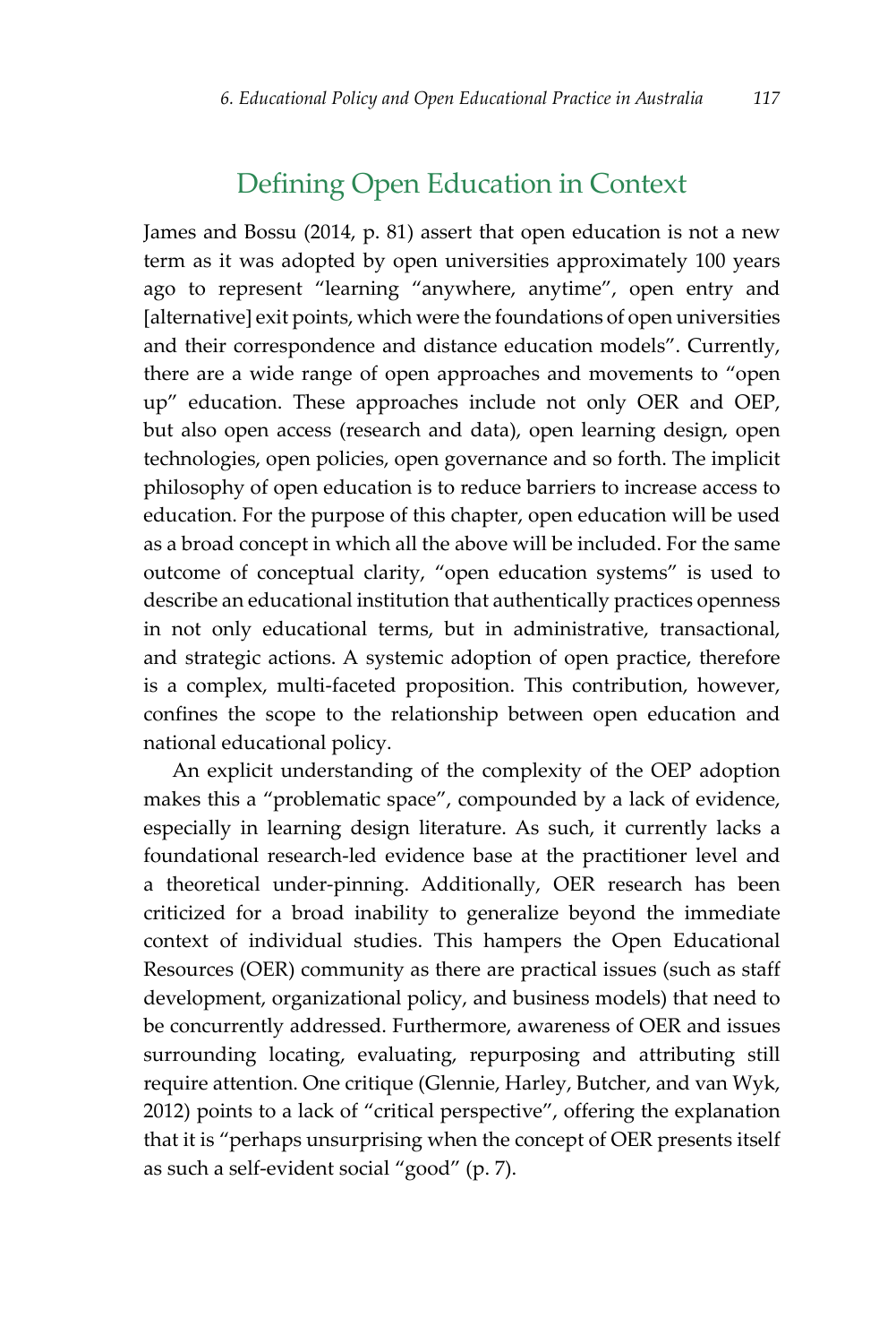## Defining Open Education in Context

James and Bossu (2014, p. 81) assert that open education is not a new term as it was adopted by open universities approximately 100 years ago to represent "learning "anywhere, anytime", open entry and [alternative] exit points, which were the foundations of open universities and their correspondence and distance education models". Currently, there are a wide range of open approaches and movements to "open up" education. These approaches include not only OER and OEP, but also open access (research and data), open learning design, open technologies, open policies, open governance and so forth. The implicit philosophy of open education is to reduce barriers to increase access to education. For the purpose of this chapter, open education will be used as a broad concept in which all the above will be included. For the same outcome of conceptual clarity, "open education systems" is used to describe an educational institution that authentically practices openness in not only educational terms, but in administrative, transactional, and strategic actions. A systemic adoption of open practice, therefore is a complex, multi-faceted proposition. This contribution, however, confines the scope to the relationship between open education and national educational policy.

An explicit understanding of the complexity of the OEP adoption makes this a "problematic space", compounded by a lack of evidence, especially in learning design literature. As such, it currently lacks a foundational research-led evidence base at the practitioner level and a theoretical under-pinning. Additionally, OER research has been criticized for a broad inability to generalize beyond the immediate context of individual studies. This hampers the Open Educational Resources (OER) community as there are practical issues (such as staff development, organizational policy, and business models) that need to be concurrently addressed. Furthermore, awareness of OER and issues surrounding locating, evaluating, repurposing and attributing still require attention. One critique (Glennie, Harley, Butcher, and van Wyk, 2012) points to a lack of "critical perspective", offering the explanation that it is "perhaps unsurprising when the concept of OER presents itself as such a self-evident social "good" (p. 7).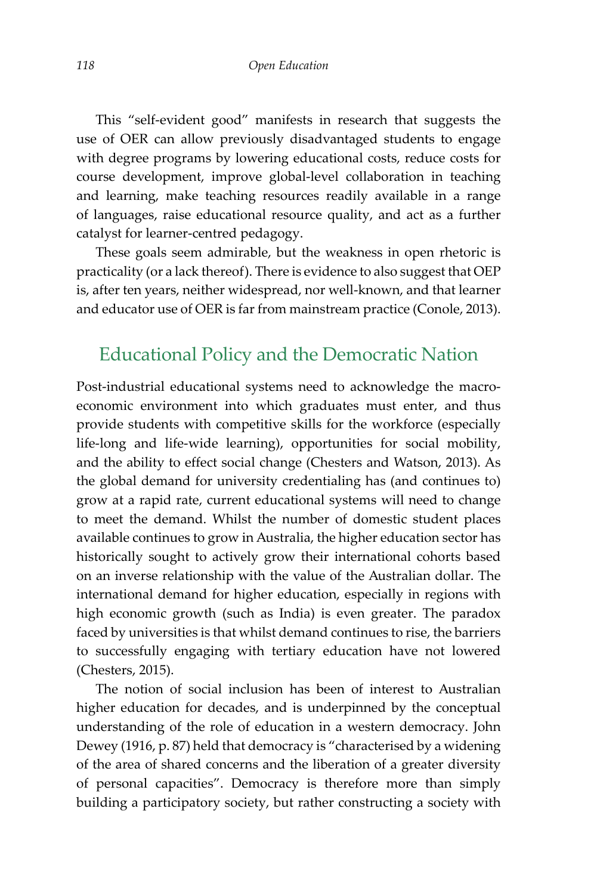This "self-evident good" manifests in research that suggests the use of OER can allow previously disadvantaged students to engage with degree programs by lowering educational costs, reduce costs for course development, improve global-level collaboration in teaching and learning, make teaching resources readily available in a range of languages, raise educational resource quality, and act as a further catalyst for learner-centred pedagogy.

These goals seem admirable, but the weakness in open rhetoric is practicality (or a lack thereof). There is evidence to also suggest that OEP is, after ten years, neither widespread, nor well-known, and that learner and educator use of OER is far from mainstream practice (Conole, 2013).

## Educational Policy and the Democratic Nation

Post-industrial educational systems need to acknowledge the macro-economic environment into which graduates must enter, and thus provide students with competitive skills for the workforce (especially life-long and life-wide learning), opportunities for social mobility, and the ability to effect social change (Chesters and Watson, 2013). As the global demand for university credentialing has (and continues to) grow at a rapid rate, current educational systems will need to change to meet the demand. Whilst the number of domestic student places available continues to grow in Australia, the higher education sector has historically sought to actively grow their international cohorts based on an inverse relationship with the value of the Australian dollar. The international demand for higher education, especially in regions with high economic growth (such as India) is even greater. The paradox faced by universities is that whilst demand continues to rise, the barriers to successfully engaging with tertiary education have not lowered (Chesters, 2015).

The notion of social inclusion has been of interest to Australian higher education for decades, and is underpinned by the conceptual understanding of the role of education in a western democracy. John Dewey (1916, p. 87) held that democracy is "characterised by a widening of the area of shared concerns and the liberation of a greater diversity of personal capacities". Democracy is therefore more than simply building a participatory society, but rather constructing a society with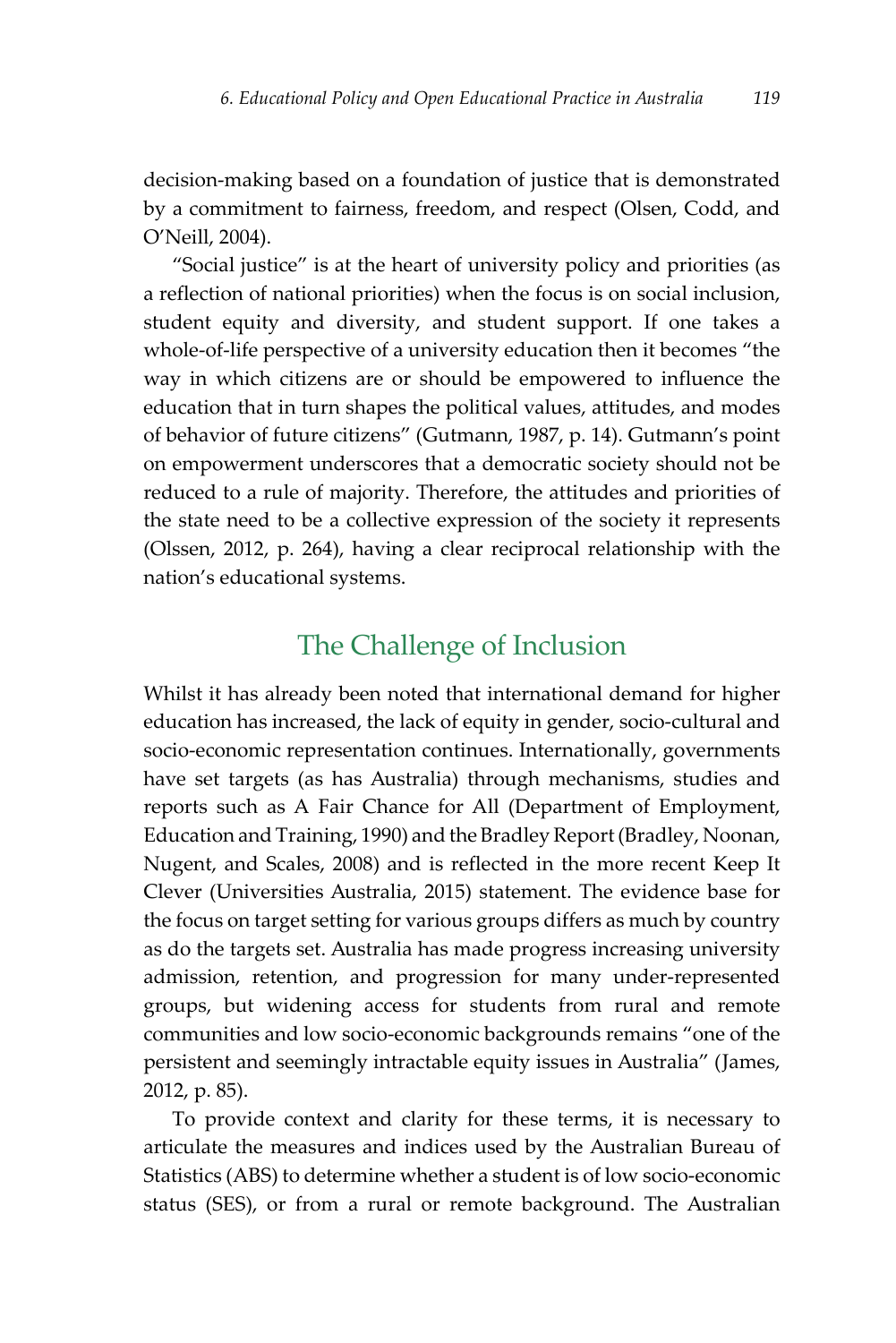decision-making based on a foundation of justice that is demonstrated by a commitment to fairness, freedom, and respect (Olsen, Codd, and O'Neill, 2004).

"Social justice" is at the heart of university policy and priorities (as a reflection of national priorities) when the focus is on social inclusion, student equity and diversity, and student support. If one takes a whole-of-life perspective of a university education then it becomes "the way in which citizens are or should be empowered to influence the education that in turn shapes the political values, attitudes, and modes of behavior of future citizens" (Gutmann, 1987, p. 14). Gutmann's point on empowerment underscores that a democratic society should not be reduced to a rule of majority. Therefore, the attitudes and priorities of the state need to be a collective expression of the society it represents (Olssen, 2012, p. 264), having a clear reciprocal relationship with the nation's educational systems.

## The Challenge of Inclusion

Whilst it has already been noted that international demand for higher education has increased, the lack of equity in gender, socio-cultural and socio-economic representation continues. Internationally, governments have set targets (as has Australia) through mechanisms, studies and reports such as A Fair Chance for All (Department of Employment, Education and Training, 1990) and the Bradley Report (Bradley, Noonan, Nugent, and Scales, 2008) and is reflected in the more recent Keep It Clever (Universities Australia, 2015) statement. The evidence base for the focus on target setting for various groups differs as much by country as do the targets set. Australia has made progress increasing university admission, retention, and progression for many under-represented groups, but widening access for students from rural and remote communities and low socio-economic backgrounds remains "one of the persistent and seemingly intractable equity issues in Australia" (James, 2012, p. 85).

To provide context and clarity for these terms, it is necessary to articulate the measures and indices used by the Australian Bureau of Statistics (ABS) to determine whether a student is of low socio-economic status (SES), or from a rural or remote background. The Australian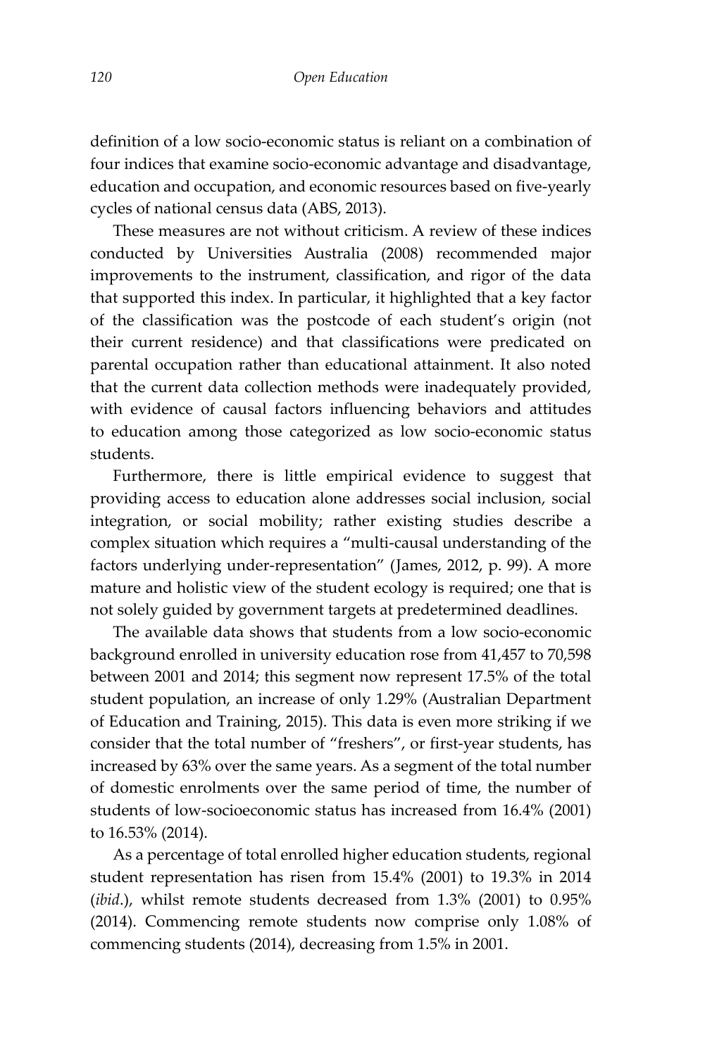definition of a low socio-economic status is reliant on a combination of four indices that examine socio-economic advantage and disadvantage, education and occupation, and economic resources based on five-yearly cycles of national census data (ABS, 2013).

These measures are not without criticism. A review of these indices conducted by Universities Australia (2008) recommended major improvements to the instrument, classification, and rigor of the data that supported this index. In particular, it highlighted that a key factor of the classification was the postcode of each student's origin (not their current residence) and that classifications were predicated on parental occupation rather than educational attainment. It also noted that the current data collection methods were inadequately provided, with evidence of causal factors influencing behaviors and attitudes to education among those categorized as low socio-economic status students.

Furthermore, there is little empirical evidence to suggest that providing access to education alone addresses social inclusion, social integration, or social mobility; rather existing studies describe a complex situation which requires a "multi-causal understanding of the factors underlying under-representation" (James, 2012, p. 99). A more mature and holistic view of the student ecology is required; one that is not solely guided by government targets at predetermined deadlines.

The available data shows that students from a low socio-economic background enrolled in university education rose from 41,457 to 70,598 between 2001 and 2014; this segment now represent 17.5% of the total student population, an increase of only 1.29% (Australian Department of Education and Training, 2015). This data is even more striking if we consider that the total number of "freshers", or first-year students, has increased by 63% over the same years. As a segment of the total number of domestic enrolments over the same period of time, the number of students of low-socioeconomic status has increased from 16.4% (2001) to 16.53% (2014).

As a percentage of total enrolled higher education students, regional student representation has risen from 15.4% (2001) to 19.3% in 2014 (*ibid*.), whilst remote students decreased from 1.3% (2001) to 0.95% (2014). Commencing remote students now comprise only 1.08% of commencing students (2014), decreasing from 1.5% in 2001.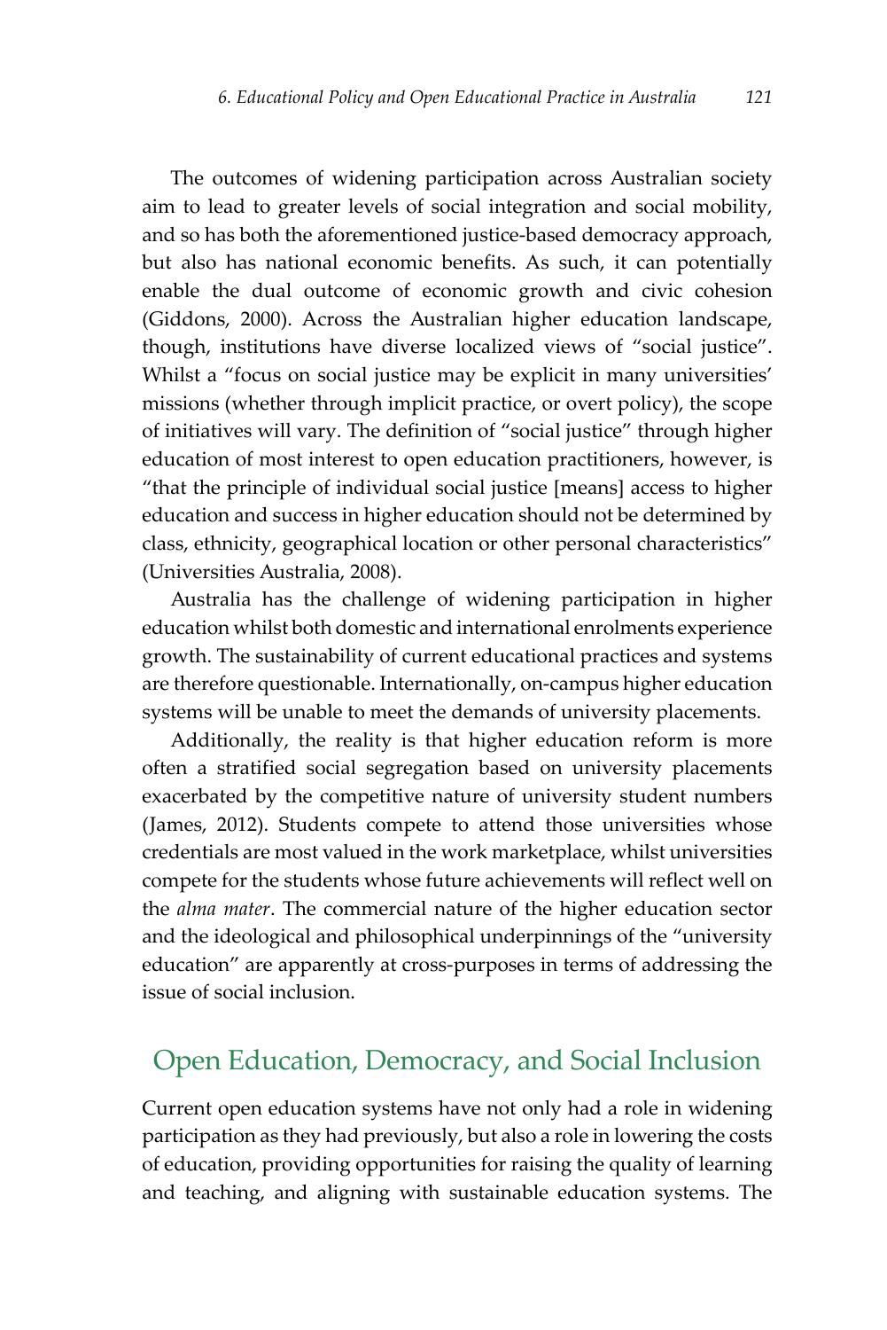The outcomes of widening participation across Australian society aim to lead to greater levels of social integration and social mobility, and so has both the aforementioned justice-based democracy approach, but also has national economic benefits. As such, it can potentially enable the dual outcome of economic growth and civic cohesion (Giddons, 2000). Across the Australian higher education landscape, though, institutions have diverse localized views of "social justice". Whilst a "focus on social justice may be explicit in many universities' missions (whether through implicit practice, or overt policy), the scope of initiatives will vary. The definition of "social justice" through higher education of most interest to open education practitioners, however, is "that the principle of individual social justice [means] access to higher education and success in higher education should not be determined by class, ethnicity, geographical location or other personal characteristics" (Universities Australia, 2008).

Australia has the challenge of widening participation in higher education whilst both domestic and international enrolments experience growth. The sustainability of current educational practices and systems are therefore questionable. Internationally, on-campus higher education systems will be unable to meet the demands of university placements.

Additionally, the reality is that higher education reform is more often a stratified social segregation based on university placements exacerbated by the competitive nature of university student numbers (James, 2012). Students compete to attend those universities whose credentials are most valued in the work marketplace, whilst universities compete for the students whose future achievements will reflect well on the *alma mater*. The commercial nature of the higher education sector and the ideological and philosophical underpinnings of the "university education" are apparently at cross-purposes in terms of addressing the issue of social inclusion.

## Open Education, Democracy, and Social Inclusion

Current open education systems have not only had a role in widening participation as they had previously, but also a role in lowering the costs of education, providing opportunities for raising the quality of learning and teaching, and aligning with sustainable education systems. The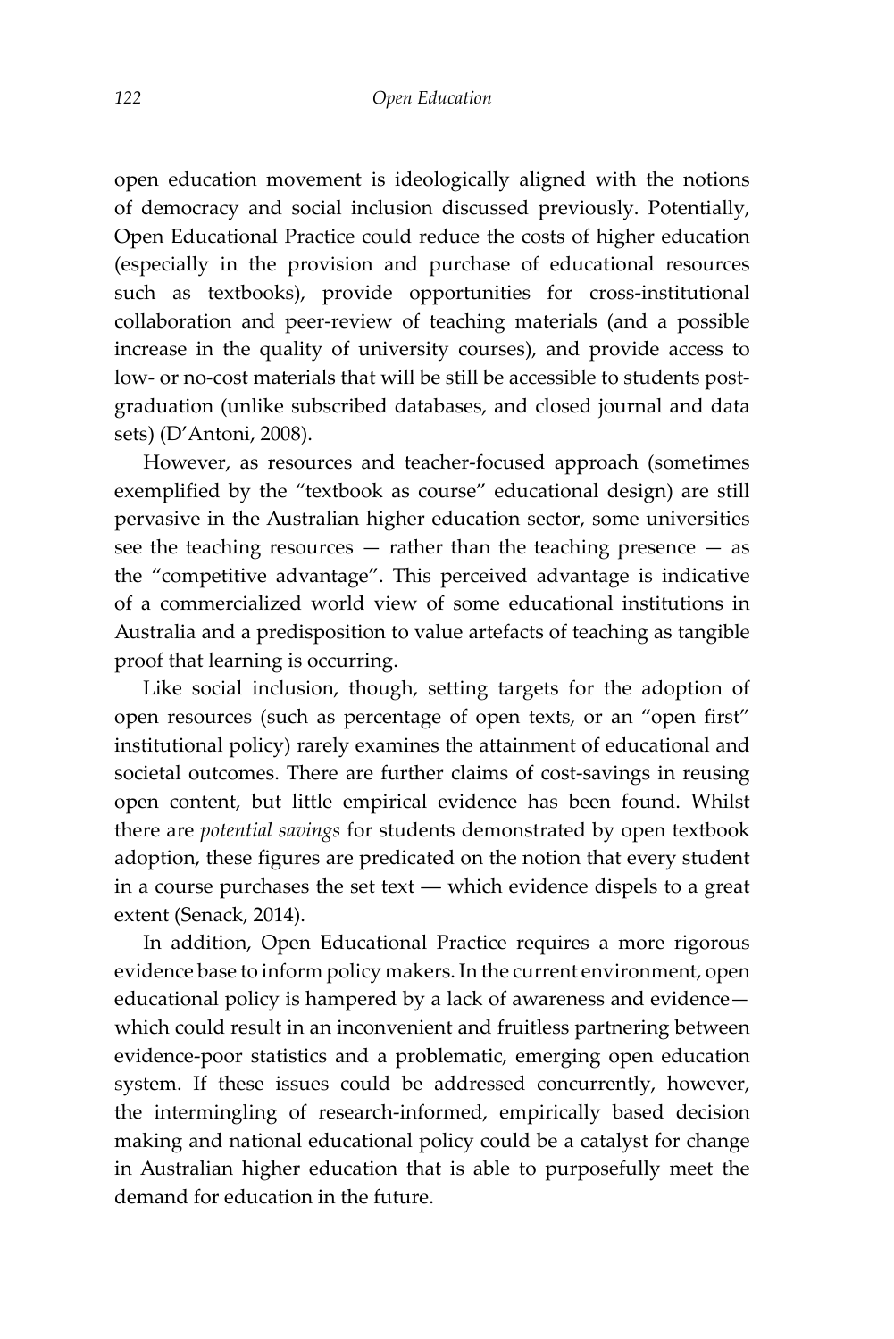open education movement is ideologically aligned with the notions of democracy and social inclusion discussed previously. Potentially, Open Educational Practice could reduce the costs of higher education (especially in the provision and purchase of educational resources such as textbooks), provide opportunities for cross-institutional collaboration and peer-review of teaching materials (and a possible increase in the quality of university courses), and provide access to low- or no-cost materials that will be still be accessible to students post-graduation (unlike subscribed databases, and closed journal and data sets) (D'Antoni, 2008).

However, as resources and teacher-focused approach (sometimes exemplified by the "textbook as course" educational design) are still pervasive in the Australian higher education sector, some universities see the teaching resources — rather than the teaching presence — as the "competitive advantage". This perceived advantage is indicative of a commercialized world view of some educational institutions in Australia and a predisposition to value artefacts of teaching as tangible proof that learning is occurring.

Like social inclusion, though, setting targets for the adoption of open resources (such as percentage of open texts, or an "open first" institutional policy) rarely examines the attainment of educational and societal outcomes. There are further claims of cost-savings in reusing open content, but little empirical evidence has been found. Whilst there are *potential savings* for students demonstrated by open textbook adoption, these figures are predicated on the notion that every student in a course purchases the set text — which evidence dispels to a great extent (Senack, 2014).

In addition, Open Educational Practice requires a more rigorous evidence base to inform policy makers. In the current environment, open educational policy is hampered by a lack of awareness and evidence—which could result in an inconvenient and fruitless partnering between evidence-poor statistics and a problematic, emerging open education system. If these issues could be addressed concurrently, however, the intermingling of research-informed, empirically based decision making and national educational policy could be a catalyst for change in Australian higher education that is able to purposefully meet the demand for education in the future.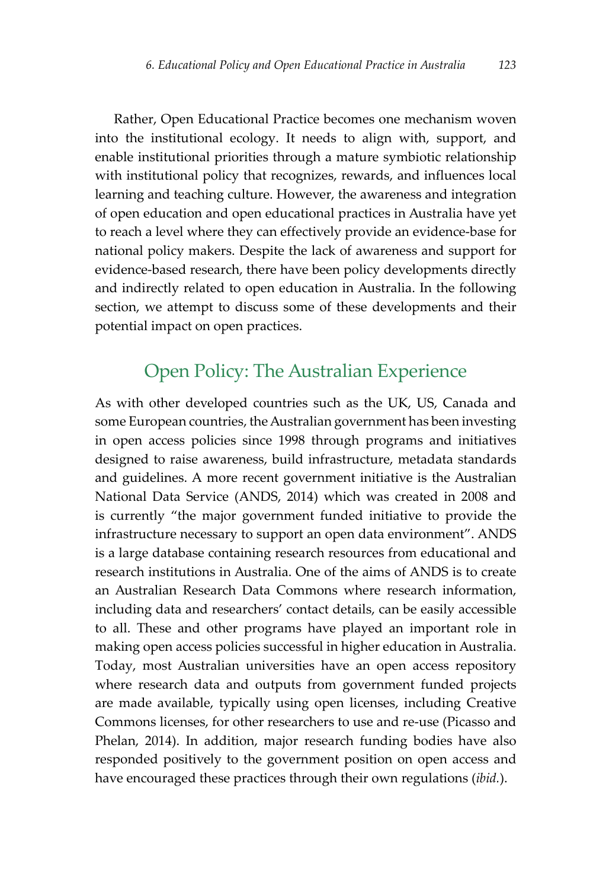Rather, Open Educational Practice becomes one mechanism woven into the institutional ecology. It needs to align with, support, and enable institutional priorities through a mature symbiotic relationship with institutional policy that recognizes, rewards, and influences local learning and teaching culture. However, the awareness and integration of open education and open educational practices in Australia have yet to reach a level where they can effectively provide an evidence-base for national policy makers. Despite the lack of awareness and support for evidence-based research, there have been policy developments directly and indirectly related to open education in Australia. In the following section, we attempt to discuss some of these developments and their potential impact on open practices.

## Open Policy: The Australian Experience

As with other developed countries such as the UK, US, Canada and some European countries, the Australian government has been investing in open access policies since 1998 through programs and initiatives designed to raise awareness, build infrastructure, metadata standards and guidelines. A more recent government initiative is the Australian National Data Service (ANDS, 2014) which was created in 2008 and is currently "the major government funded initiative to provide the infrastructure necessary to support an open data environment". ANDS is a large database containing research resources from educational and research institutions in Australia. One of the aims of ANDS is to create an Australian Research Data Commons where research information, including data and researchers' contact details, can be easily accessible to all. These and other programs have played an important role in making open access policies successful in higher education in Australia. Today, most Australian universities have an open access repository where research data and outputs from government funded projects are made available, typically using open licenses, including Creative Commons licenses, for other researchers to use and re-use (Picasso and Phelan, 2014). In addition, major research funding bodies have also responded positively to the government position on open access and have encouraged these practices through their own regulations (*ibid.*).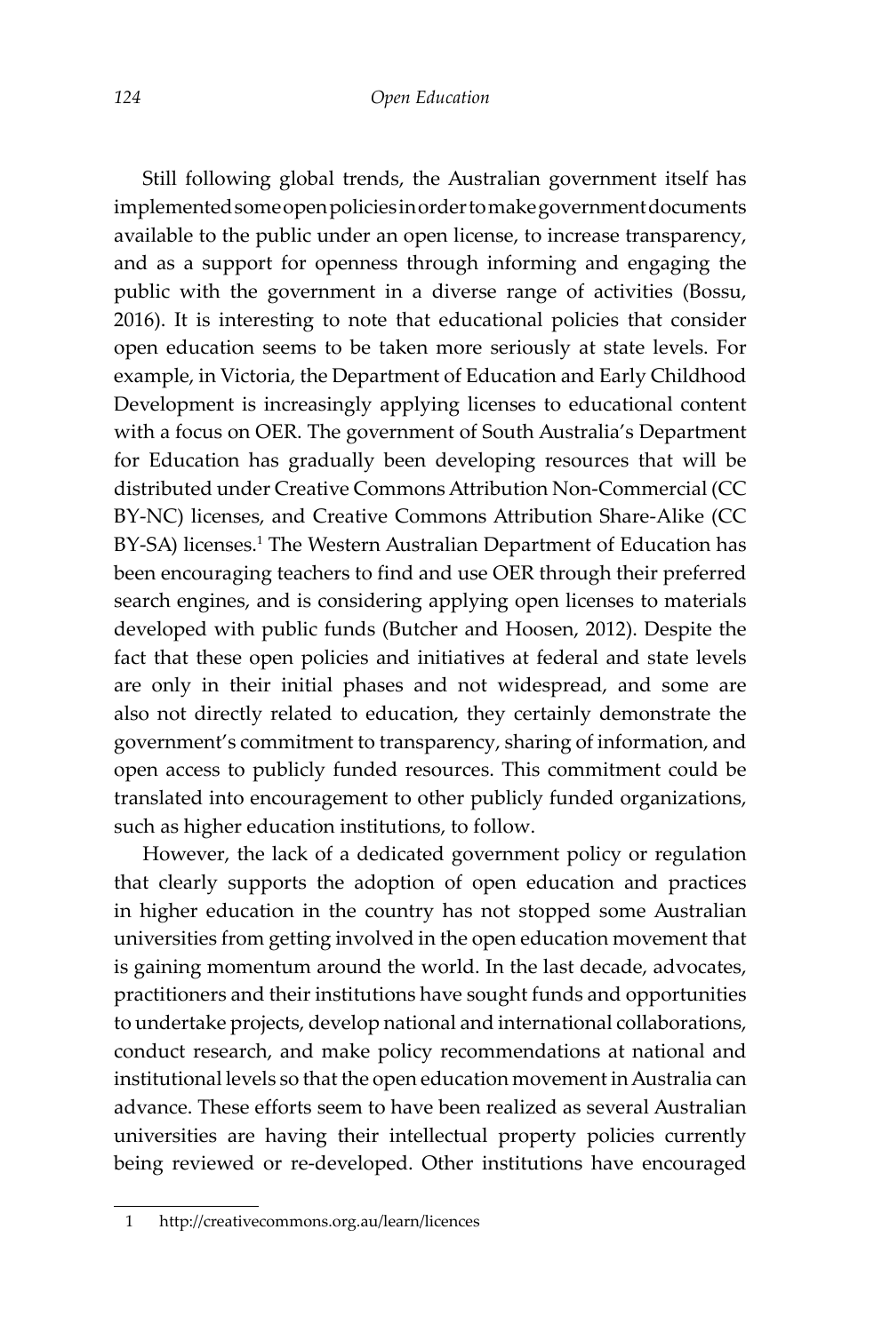Still following global trends, the Australian government itself has implemented some open policies in order to make government documents available to the public under an open license, to increase transparency, and as a support for openness through informing and engaging the public with the government in a diverse range of activities (Bossu, 2016). It is interesting to note that educational policies that consider open education seems to be taken more seriously at state levels. For example, in Victoria, the Department of Education and Early Childhood Development is increasingly applying licenses to educational content with a focus on OER. The government of South Australia's Department for Education has gradually been developing resources that will be distributed under Creative Commons Attribution Non-Commercial (CC BY-NC) licenses, and Creative Commons Attribution Share-Alike (CC BY-SA) licenses.[1] The Western Australian Department of Education has been encouraging teachers to find and use OER through their preferred search engines, and is considering applying open licenses to materials developed with public funds (Butcher and Hoosen, 2012). Despite the fact that these open policies and initiatives at federal and state levels are only in their initial phases and not widespread, and some are also not directly related to education, they certainly demonstrate the government's commitment to transparency, sharing of information, and open access to publicly funded resources. This commitment could be translated into encouragement to other publicly funded organizations, such as higher education institutions, to follow.

However, the lack of a dedicated government policy or regulation that clearly supports the adoption of open education and practices in higher education in the country has not stopped some Australian universities from getting involved in the open education movement that is gaining momentum around the world. In the last decade, advocates, practitioners and their institutions have sought funds and opportunities to undertake projects, develop national and international collaborations, conduct research, and make policy recommendations at national and institutional levels so that the open education movement in Australia can advance. These efforts seem to have been realized as several Australian universities are having their intellectual property policies currently being reviewed or re-developed. Other institutions have encouraged

---

1 http://creativecommons.org.au/learn/licences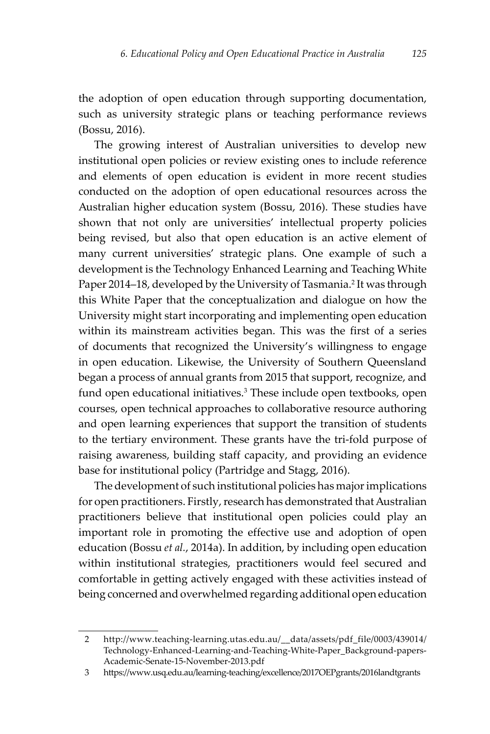the adoption of open education through supporting documentation, such as university strategic plans or teaching performance reviews (Bossu, 2016).

The growing interest of Australian universities to develop new institutional open policies or review existing ones to include reference and elements of open education is evident in more recent studies conducted on the adoption of open educational resources across the Australian higher education system (Bossu, 2016). These studies have shown that not only are universities' intellectual property policies being revised, but also that open education is an active element of many current universities' strategic plans. One example of such a development is the Technology Enhanced Learning and Teaching White Paper 2014–18, developed by the University of Tasmania.[2] It was through this White Paper that the conceptualization and dialogue on how the University might start incorporating and implementing open education within its mainstream activities began. This was the first of a series of documents that recognized the University's willingness to engage in open education. Likewise, the University of Southern Queensland began a process of annual grants from 2015 that support, recognize, and fund open educational initiatives.[3] These include open textbooks, open courses, open technical approaches to collaborative resource authoring and open learning experiences that support the transition of students to the tertiary environment. These grants have the tri-fold purpose of raising awareness, building staff capacity, and providing an evidence base for institutional policy (Partridge and Stagg, 2016).

The development of such institutional policies has major implications for open practitioners. Firstly, research has demonstrated that Australian practitioners believe that institutional open policies could play an important role in promoting the effective use and adoption of open education (Bossu *et al.*, 2014a). In addition, by including open education within institutional strategies, practitioners would feel secured and comfortable in getting actively engaged with these activities instead of being concerned and overwhelmed regarding additional open education

---

2 http://www.teaching-learning.utas.edu.au/__data/assets/pdf_file/0003/439014/Technology-Enhanced-Learning-and-Teaching-White-Paper_Background-papers-Academic-Senate-15-November-2013.pdf

3 https://www.usq.edu.au/learning-teaching/excellence/2017OEPgrants/2016landtgrants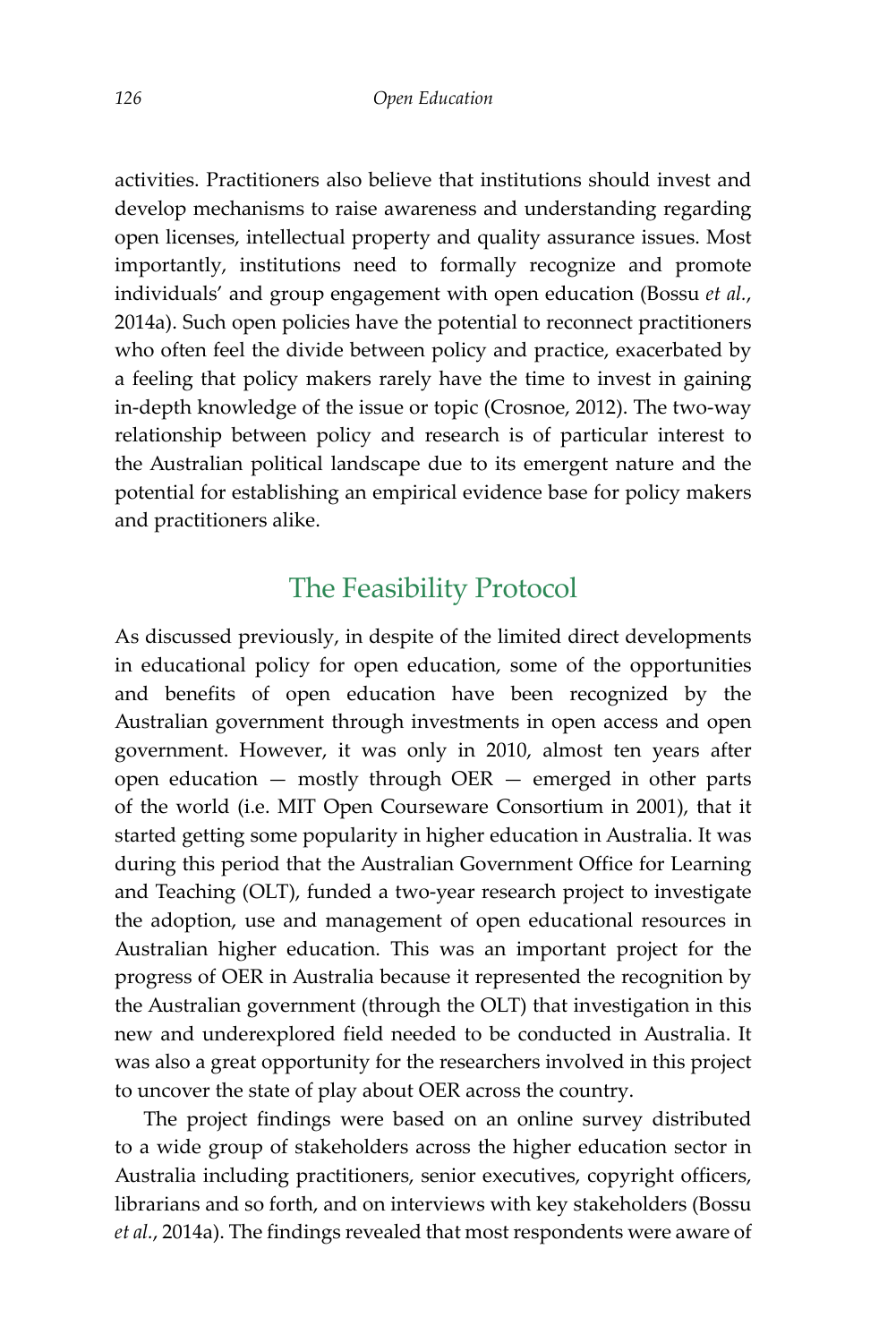activities. Practitioners also believe that institutions should invest and develop mechanisms to raise awareness and understanding regarding open licenses, intellectual property and quality assurance issues. Most importantly, institutions need to formally recognize and promote individuals' and group engagement with open education (Bossu *et al.*, 2014a). Such open policies have the potential to reconnect practitioners who often feel the divide between policy and practice, exacerbated by a feeling that policy makers rarely have the time to invest in gaining in-depth knowledge of the issue or topic (Crosnoe, 2012). The two-way relationship between policy and research is of particular interest to the Australian political landscape due to its emergent nature and the potential for establishing an empirical evidence base for policy makers and practitioners alike.

## The Feasibility Protocol

As discussed previously, in despite of the limited direct developments in educational policy for open education, some of the opportunities and benefits of open education have been recognized by the Australian government through investments in open access and open government. However, it was only in 2010, almost ten years after open education — mostly through OER — emerged in other parts of the world (i.e. MIT Open Courseware Consortium in 2001), that it started getting some popularity in higher education in Australia. It was during this period that the Australian Government Office for Learning and Teaching (OLT), funded a two-year research project to investigate the adoption, use and management of open educational resources in Australian higher education. This was an important project for the progress of OER in Australia because it represented the recognition by the Australian government (through the OLT) that investigation in this new and underexplored field needed to be conducted in Australia. It was also a great opportunity for the researchers involved in this project to uncover the state of play about OER across the country.

The project findings were based on an online survey distributed to a wide group of stakeholders across the higher education sector in Australia including practitioners, senior executives, copyright officers, librarians and so forth, and on interviews with key stakeholders (Bossu *et al.*, 2014a). The findings revealed that most respondents were aware of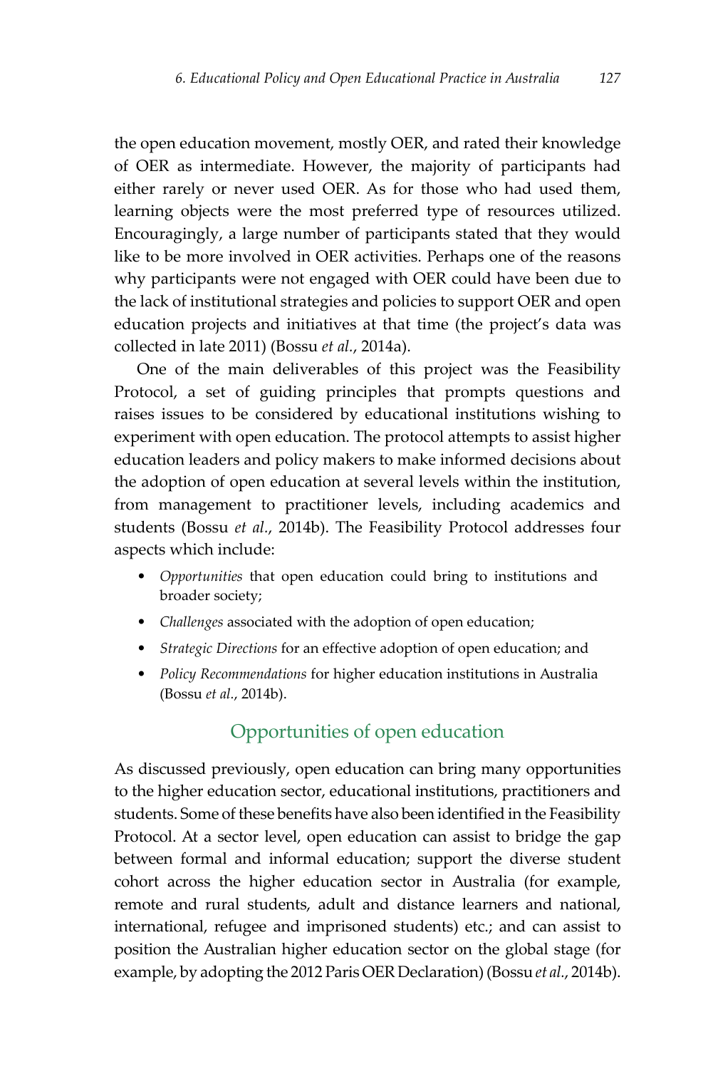the open education movement, mostly OER, and rated their knowledge of OER as intermediate. However, the majority of participants had either rarely or never used OER. As for those who had used them, learning objects were the most preferred type of resources utilized. Encouragingly, a large number of participants stated that they would like to be more involved in OER activities. Perhaps one of the reasons why participants were not engaged with OER could have been due to the lack of institutional strategies and policies to support OER and open education projects and initiatives at that time (the project's data was collected in late 2011) (Bossu *et al.*, 2014a).

One of the main deliverables of this project was the Feasibility Protocol, a set of guiding principles that prompts questions and raises issues to be considered by educational institutions wishing to experiment with open education. The protocol attempts to assist higher education leaders and policy makers to make informed decisions about the adoption of open education at several levels within the institution, from management to practitioner levels, including academics and students (Bossu *et al.*, 2014b). The Feasibility Protocol addresses four aspects which include:

- *Opportunities* that open education could bring to institutions and broader society;
- *Challenges* associated with the adoption of open education;
- *Strategic Directions* for an effective adoption of open education; and
- *Policy Recommendations* for higher education institutions in Australia (Bossu *et al.*, 2014b).

## Opportunities of open education

As discussed previously, open education can bring many opportunities to the higher education sector, educational institutions, practitioners and students. Some of these benefits have also been identified in the Feasibility Protocol. At a sector level, open education can assist to bridge the gap between formal and informal education; support the diverse student cohort across the higher education sector in Australia (for example, remote and rural students, adult and distance learners and national, international, refugee and imprisoned students) etc.; and can assist to position the Australian higher education sector on the global stage (for example, by adopting the 2012 Paris OER Declaration) (Bossu *et al.*, 2014b).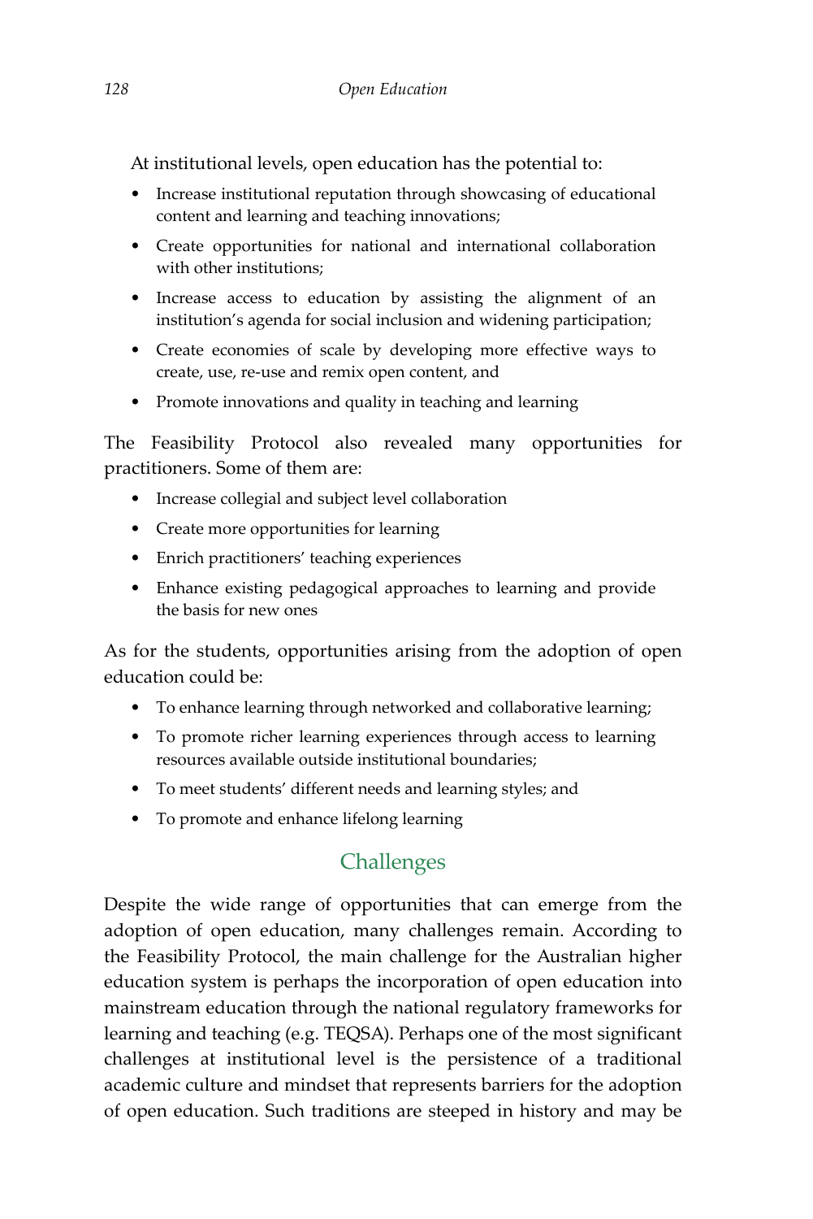At institutional levels, open education has the potential to:

- Increase institutional reputation through showcasing of educational content and learning and teaching innovations;
- Create opportunities for national and international collaboration with other institutions;
- Increase access to education by assisting the alignment of an institution's agenda for social inclusion and widening participation;
- Create economies of scale by developing more effective ways to create, use, re-use and remix open content, and
- Promote innovations and quality in teaching and learning

The Feasibility Protocol also revealed many opportunities for practitioners. Some of them are:

- Increase collegial and subject level collaboration
- Create more opportunities for learning
- Enrich practitioners' teaching experiences
- Enhance existing pedagogical approaches to learning and provide the basis for new ones

As for the students, opportunities arising from the adoption of open education could be:

- To enhance learning through networked and collaborative learning;
- To promote richer learning experiences through access to learning resources available outside institutional boundaries;
- To meet students' different needs and learning styles; and
- To promote and enhance lifelong learning

## Challenges

Despite the wide range of opportunities that can emerge from the adoption of open education, many challenges remain. According to the Feasibility Protocol, the main challenge for the Australian higher education system is perhaps the incorporation of open education into mainstream education through the national regulatory frameworks for learning and teaching (e.g. TEQSA). Perhaps one of the most significant challenges at institutional level is the persistence of a traditional academic culture and mindset that represents barriers for the adoption of open education. Such traditions are steeped in history and may be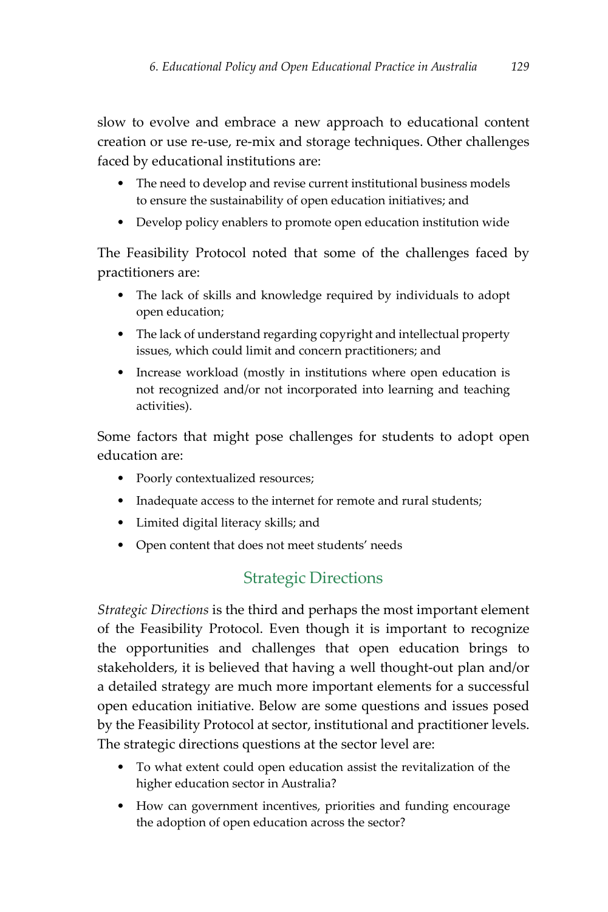slow to evolve and embrace a new approach to educational content creation or use re-use, re-mix and storage techniques. Other challenges faced by educational institutions are:

- The need to develop and revise current institutional business models to ensure the sustainability of open education initiatives; and
- Develop policy enablers to promote open education institution wide

The Feasibility Protocol noted that some of the challenges faced by practitioners are:

- The lack of skills and knowledge required by individuals to adopt open education;
- The lack of understand regarding copyright and intellectual property issues, which could limit and concern practitioners; and
- Increase workload (mostly in institutions where open education is not recognized and/or not incorporated into learning and teaching activities).

Some factors that might pose challenges for students to adopt open education are:

- Poorly contextualized resources;
- Inadequate access to the internet for remote and rural students;
- Limited digital literacy skills; and
- Open content that does not meet students' needs

## Strategic Directions

*Strategic Directions* is the third and perhaps the most important element of the Feasibility Protocol. Even though it is important to recognize the opportunities and challenges that open education brings to stakeholders, it is believed that having a well thought-out plan and/or a detailed strategy are much more important elements for a successful open education initiative. Below are some questions and issues posed by the Feasibility Protocol at sector, institutional and practitioner levels. The strategic directions questions at the sector level are:

- To what extent could open education assist the revitalization of the higher education sector in Australia?
- How can government incentives, priorities and funding encourage the adoption of open education across the sector?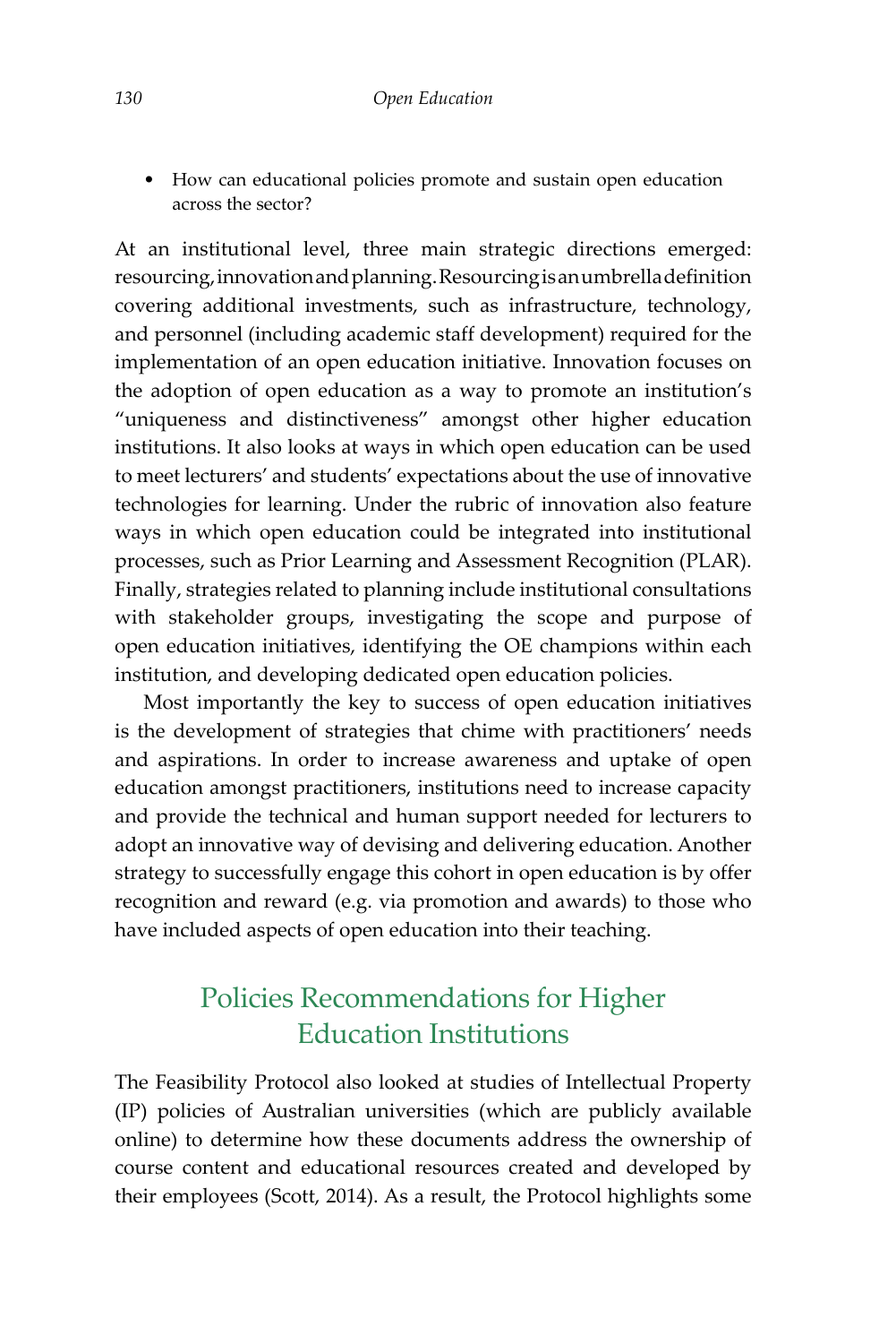- How can educational policies promote and sustain open education across the sector?

At an institutional level, three main strategic directions emerged: resourcing, innovation and planning. Resourcing is an umbrella definition covering additional investments, such as infrastructure, technology, and personnel (including academic staff development) required for the implementation of an open education initiative. Innovation focuses on the adoption of open education as a way to promote an institution's "uniqueness and distinctiveness" amongst other higher education institutions. It also looks at ways in which open education can be used to meet lecturers' and students' expectations about the use of innovative technologies for learning. Under the rubric of innovation also feature ways in which open education could be integrated into institutional processes, such as Prior Learning and Assessment Recognition (PLAR). Finally, strategies related to planning include institutional consultations with stakeholder groups, investigating the scope and purpose of open education initiatives, identifying the OE champions within each institution, and developing dedicated open education policies.

Most importantly the key to success of open education initiatives is the development of strategies that chime with practitioners' needs and aspirations. In order to increase awareness and uptake of open education amongst practitioners, institutions need to increase capacity and provide the technical and human support needed for lecturers to adopt an innovative way of devising and delivering education. Another strategy to successfully engage this cohort in open education is by offer recognition and reward (e.g. via promotion and awards) to those who have included aspects of open education into their teaching.

## Policies Recommendations for Higher Education Institutions

The Feasibility Protocol also looked at studies of Intellectual Property (IP) policies of Australian universities (which are publicly available online) to determine how these documents address the ownership of course content and educational resources created and developed by their employees (Scott, 2014). As a result, the Protocol highlights some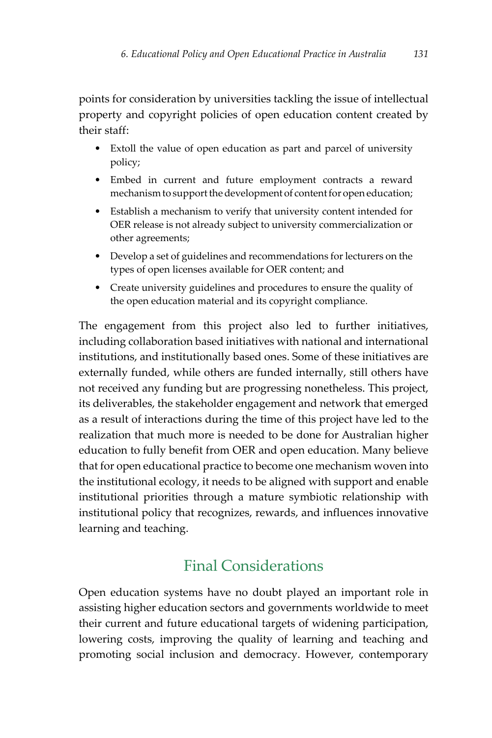points for consideration by universities tackling the issue of intellectual property and copyright policies of open education content created by their staff:

- Extoll the value of open education as part and parcel of university policy;
- Embed in current and future employment contracts a reward mechanism to support the development of content for open education;
- Establish a mechanism to verify that university content intended for OER release is not already subject to university commercialization or other agreements;
- Develop a set of guidelines and recommendations for lecturers on the types of open licenses available for OER content; and
- Create university guidelines and procedures to ensure the quality of the open education material and its copyright compliance.

The engagement from this project also led to further initiatives, including collaboration based initiatives with national and international institutions, and institutionally based ones. Some of these initiatives are externally funded, while others are funded internally, still others have not received any funding but are progressing nonetheless. This project, its deliverables, the stakeholder engagement and network that emerged as a result of interactions during the time of this project have led to the realization that much more is needed to be done for Australian higher education to fully benefit from OER and open education. Many believe that for open educational practice to become one mechanism woven into the institutional ecology, it needs to be aligned with support and enable institutional priorities through a mature symbiotic relationship with institutional policy that recognizes, rewards, and influences innovative learning and teaching.

## Final Considerations

Open education systems have no doubt played an important role in assisting higher education sectors and governments worldwide to meet their current and future educational targets of widening participation, lowering costs, improving the quality of learning and teaching and promoting social inclusion and democracy. However, contemporary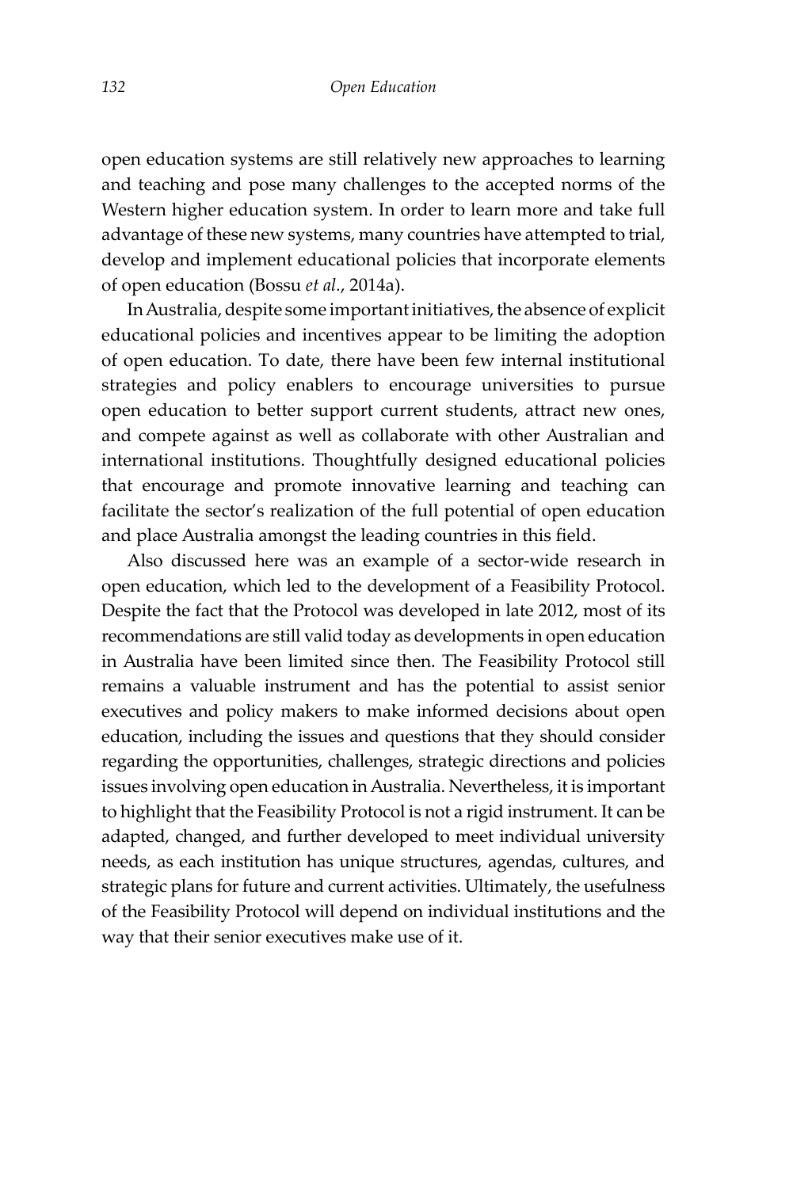open education systems are still relatively new approaches to learning and teaching and pose many challenges to the accepted norms of the Western higher education system. In order to learn more and take full advantage of these new systems, many countries have attempted to trial, develop and implement educational policies that incorporate elements of open education (Bossu *et al.*, 2014a).

In Australia, despite some important initiatives, the absence of explicit educational policies and incentives appear to be limiting the adoption of open education. To date, there have been few internal institutional strategies and policy enablers to encourage universities to pursue open education to better support current students, attract new ones, and compete against as well as collaborate with other Australian and international institutions. Thoughtfully designed educational policies that encourage and promote innovative learning and teaching can facilitate the sector's realization of the full potential of open education and place Australia amongst the leading countries in this field.

Also discussed here was an example of a sector-wide research in open education, which led to the development of a Feasibility Protocol. Despite the fact that the Protocol was developed in late 2012, most of its recommendations are still valid today as developments in open education in Australia have been limited since then. The Feasibility Protocol still remains a valuable instrument and has the potential to assist senior executives and policy makers to make informed decisions about open education, including the issues and questions that they should consider regarding the opportunities, challenges, strategic directions and policies issues involving open education in Australia. Nevertheless, it is important to highlight that the Feasibility Protocol is not a rigid instrument. It can be adapted, changed, and further developed to meet individual university needs, as each institution has unique structures, agendas, cultures, and strategic plans for future and current activities. Ultimately, the usefulness of the Feasibility Protocol will depend on individual institutions and the way that their senior executives make use of it.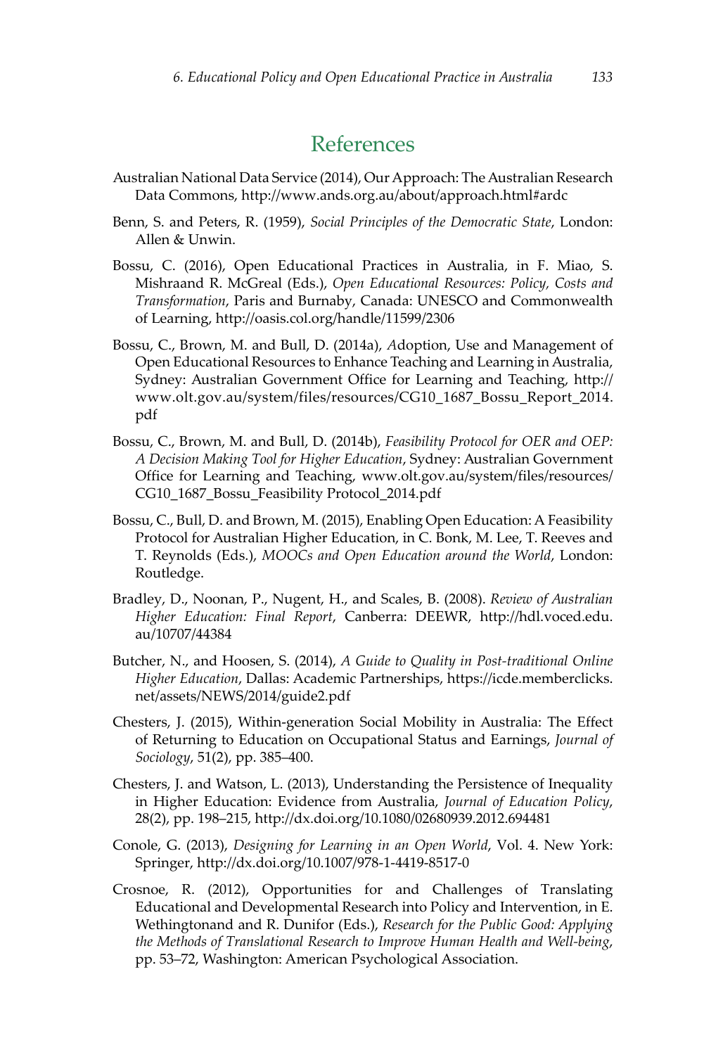## References

Australian National Data Service (2014), Our Approach: The Australian Research Data Commons, http://www.ands.org.au/about/approach.html#ardc

Benn, S. and Peters, R. (1959), *Social Principles of the Democratic State*, London: Allen & Unwin.

Bossu, C. (2016), Open Educational Practices in Australia, in F. Miao, S. Mishraand R. McGreal (Eds.), *Open Educational Resources: Policy, Costs and Transformation*, Paris and Burnaby, Canada: UNESCO and Commonwealth of Learning, http://oasis.col.org/handle/11599/2306

Bossu, C., Brown, M. and Bull, D. (2014a), *A*doption, Use and Management of Open Educational Resources to Enhance Teaching and Learning in Australia, Sydney: Australian Government Office for Learning and Teaching, http://www.olt.gov.au/system/files/resources/CG10_1687_Bossu_Report_2014.pdf

Bossu, C., Brown, M. and Bull, D. (2014b), *Feasibility Protocol for OER and OEP: A Decision Making Tool for Higher Education*, Sydney: Australian Government Office for Learning and Teaching, www.olt.gov.au/system/files/resources/CG10_1687_Bossu_Feasibility Protocol_2014.pdf

Bossu, C., Bull, D. and Brown, M. (2015), Enabling Open Education: A Feasibility Protocol for Australian Higher Education, in C. Bonk, M. Lee, T. Reeves and T. Reynolds (Eds.), *MOOCs and Open Education around the World*, London: Routledge.

Bradley, D., Noonan, P., Nugent, H., and Scales, B. (2008). *Review of Australian Higher Education: Final Report*, Canberra: DEEWR, http://hdl.voced.edu.au/10707/44384

Butcher, N., and Hoosen, S. (2014), *A Guide to Quality in Post-traditional Online Higher Education*, Dallas: Academic Partnerships, https://icde.memberclicks.net/assets/NEWS/2014/guide2.pdf

Chesters, J. (2015), Within-generation Social Mobility in Australia: The Effect of Returning to Education on Occupational Status and Earnings, *Journal of Sociology*, 51(2), pp. 385–400.

Chesters, J. and Watson, L. (2013), Understanding the Persistence of Inequality in Higher Education: Evidence from Australia, *Journal of Education Policy*, 28(2), pp. 198–215, http://dx.doi.org/10.1080/02680939.2012.694481

Conole, G. (2013), *Designing for Learning in an Open World*, Vol. 4. New York: Springer, http://dx.doi.org/10.1007/978-1-4419-8517-0

Crosnoe, R. (2012), Opportunities for and Challenges of Translating Educational and Developmental Research into Policy and Intervention, in E. Wethingtonand and R. Dunifor (Eds.), *Research for the Public Good: Applying the Methods of Translational Research to Improve Human Health and Well-being*, pp. 53–72, Washington: American Psychological Association.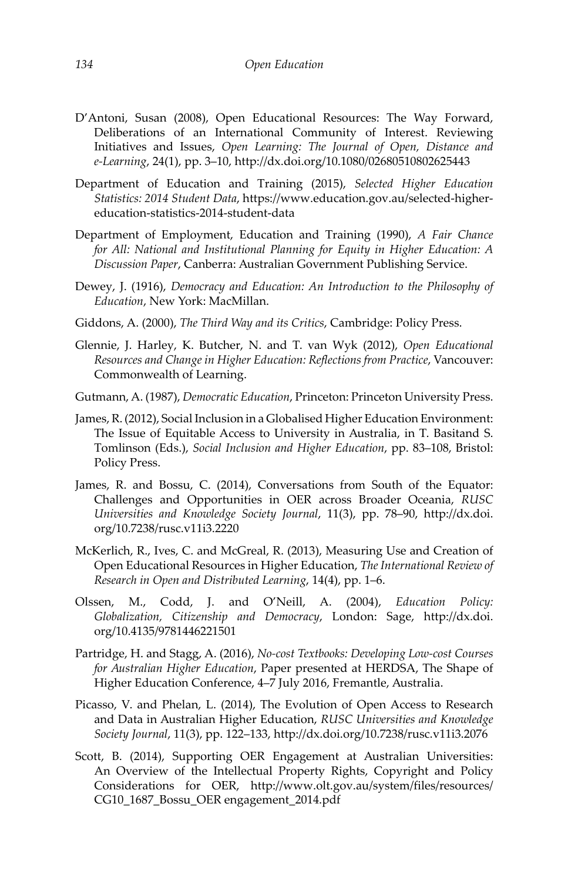D'Antoni, Susan (2008), Open Educational Resources: The Way Forward, Deliberations of an International Community of Interest. Reviewing Initiatives and Issues, *Open Learning: The Journal of Open, Distance and e-Learning*, 24(1), pp. 3–10, http://dx.doi.org/10.1080/02680510802625443

Department of Education and Training (2015), *Selected Higher Education Statistics: 2014 Student Data*, https://www.education.gov.au/selected-higher-education-statistics-2014-student-data

Department of Employment, Education and Training (1990), *A Fair Chance for All: National and Institutional Planning for Equity in Higher Education: A Discussion Paper*, Canberra: Australian Government Publishing Service.

Dewey, J. (1916), *Democracy and Education: An Introduction to the Philosophy of Education*, New York: MacMillan.

Giddons, A. (2000), *The Third Way and its Critics*, Cambridge: Policy Press.

Glennie, J. Harley, K. Butcher, N. and T. van Wyk (2012), *Open Educational Resources and Change in Higher Education: Reflections from Practice*, Vancouver: Commonwealth of Learning.

Gutmann, A. (1987), *Democratic Education*, Princeton: Princeton University Press.

James, R. (2012), Social Inclusion in a Globalised Higher Education Environment: The Issue of Equitable Access to University in Australia, in T. Basitand S. Tomlinson (Eds.), *Social Inclusion and Higher Education*, pp. 83–108, Bristol: Policy Press.

James, R. and Bossu, C. (2014), Conversations from South of the Equator: Challenges and Opportunities in OER across Broader Oceania, *RUSC Universities and Knowledge Society Journal*, 11(3), pp. 78–90, http://dx.doi.org/10.7238/rusc.v11i3.2220

McKerlich, R., Ives, C. and McGreal, R. (2013), Measuring Use and Creation of Open Educational Resources in Higher Education, *The International Review of Research in Open and Distributed Learning*, 14(4), pp. 1–6.

Olssen, M., Codd, J. and O'Neill, A. (2004), *Education Policy: Globalization, Citizenship and Democracy*, London: Sage, http://dx.doi.org/10.4135/9781446221501

Partridge, H. and Stagg, A. (2016), *No-cost Textbooks: Developing Low-cost Courses for Australian Higher Education*, Paper presented at HERDSA, The Shape of Higher Education Conference, 4–7 July 2016, Fremantle, Australia.

Picasso, V. and Phelan, L. (2014), The Evolution of Open Access to Research and Data in Australian Higher Education, *RUSC Universities and Knowledge Society Journal*, 11(3), pp. 122–133, http://dx.doi.org/10.7238/rusc.v11i3.2076

Scott, B. (2014), Supporting OER Engagement at Australian Universities: An Overview of the Intellectual Property Rights, Copyright and Policy Considerations for OER, http://www.olt.gov.au/system/files/resources/CG10_1687_Bossu_OER engagement_2014.pdf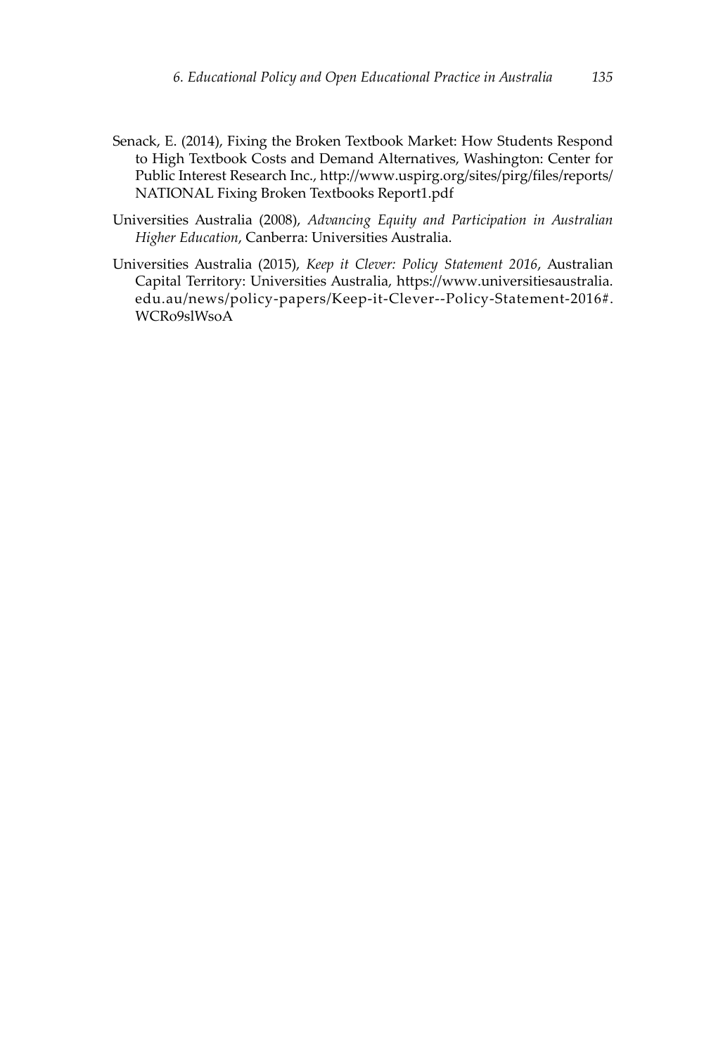Senack, E. (2014), Fixing the Broken Textbook Market: How Students Respond to High Textbook Costs and Demand Alternatives, Washington: Center for Public Interest Research Inc., http://www.uspirg.org/sites/pirg/files/reports/NATIONAL Fixing Broken Textbooks Report1.pdf

Universities Australia (2008), *Advancing Equity and Participation in Australian Higher Education*, Canberra: Universities Australia.

Universities Australia (2015), *Keep it Clever: Policy Statement 2016*, Australian Capital Territory: Universities Australia, https://www.universitiesaustralia.edu.au/news/policy-papers/Keep-it-Clever--Policy-Statement-2016#.WCRo9slWsoA